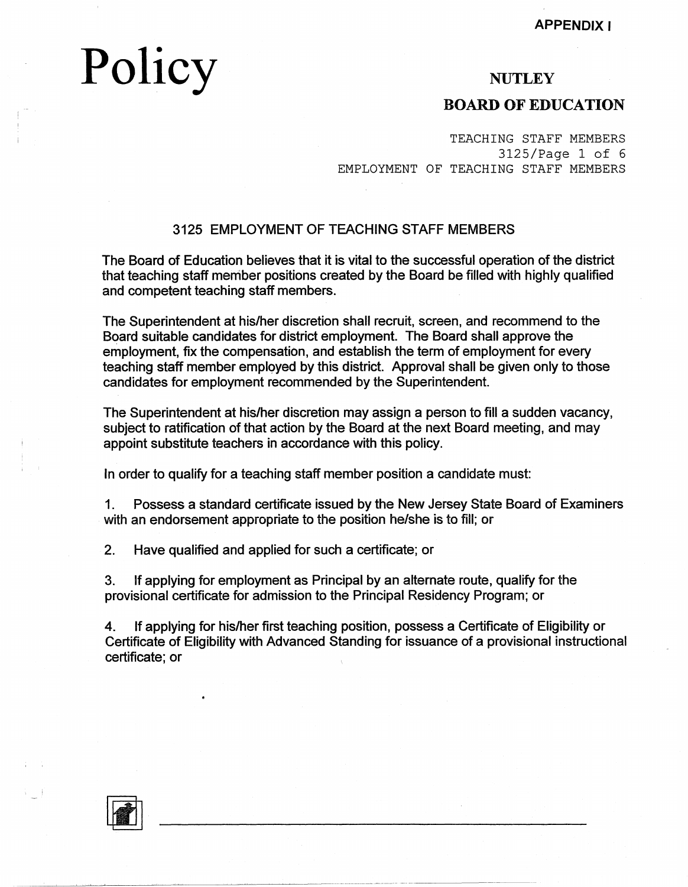APPENDIX I

# Policy

**NUTLEY**

**BOARD OF EDUCATION**

TEACHING STAFF MEMBERS
EMPLOYMENT OF TEACHING STAFF MEMBERS

## 3125 EMPLOYMENT OF TEACHING STAFF MEMBERS

The Board of Education believes that it is vital to the successful operation of the district that teaching staff member positions created by the Board be filled with highly qualified and competent teaching staff members.

The Superintendent at his/her discretion shall recruit, screen, and recommend to the Board suitable candidates for district employment. The Board shall approve the employment, fix the compensation, and establish the term of employment for every teaching staff member employed by this district. Approval shall be given only to those candidates for employment recommended by the Superintendent.

The Superintendent at his/her discretion may assign a person to fill a sudden vacancy, subject to ratification of that action by the Board at the next Board meeting, and may appoint substitute teachers in accordance with this policy.

In order to qualify for a teaching staff member position a candidate must:

1. Possess a standard certificate issued by the New Jersey State Board of Examiners with an endorsement appropriate to the position he/she is to fill; or

2. Have qualified and applied for such a certificate; or

3. If applying for employment as Principal by an alternate route, qualify for the provisional certificate for admission to the Principal Residency Program; or

4. If applying for his/her first teaching position, possess a Certificate of Eligibility or Certificate of Eligibility with Advanced Standing for issuance of a provisional instructional certificate; or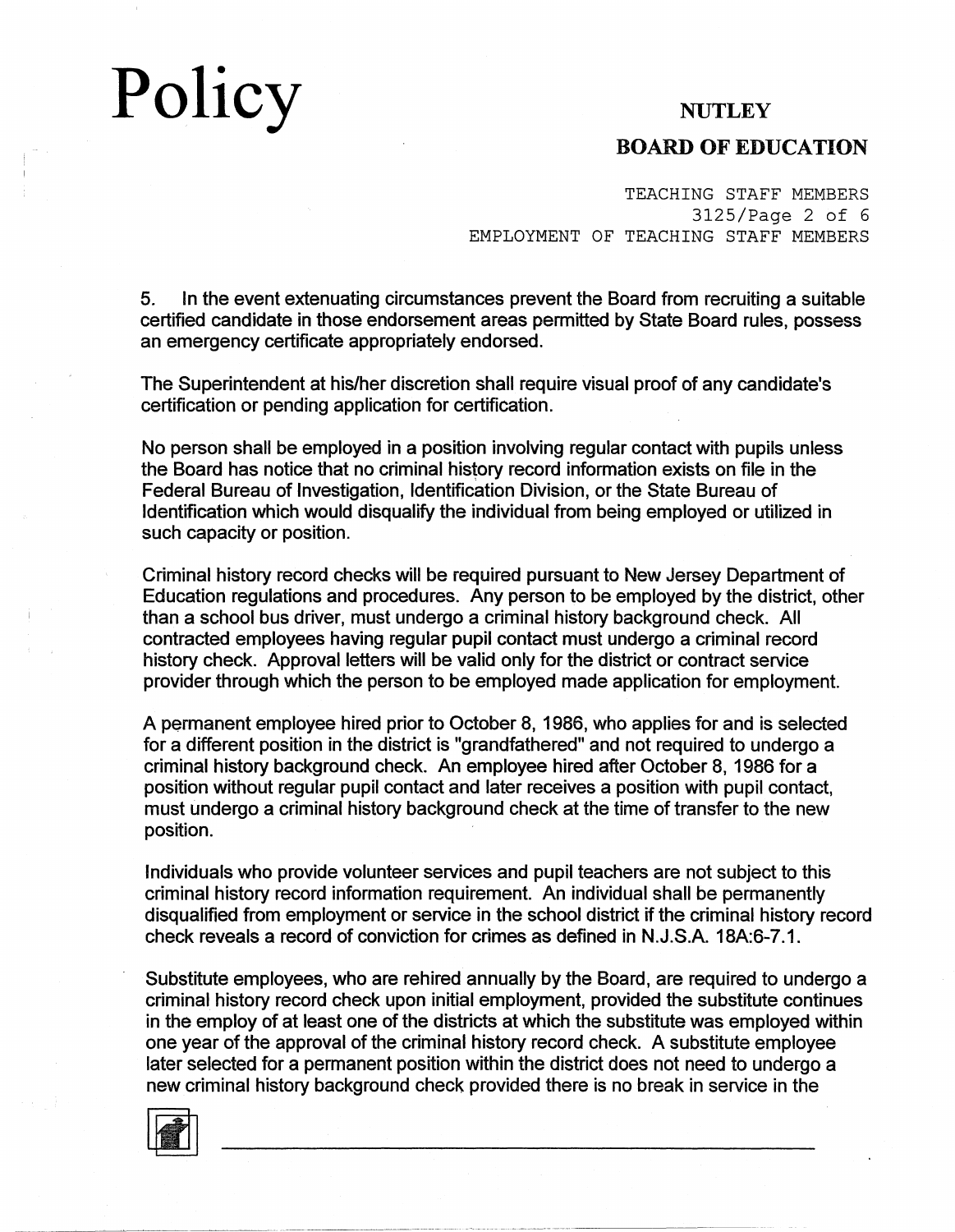5. In the event extenuating circumstances prevent the Board from recruiting a suitable certified candidate in those endorsement areas permitted by State Board rules, possess an emergency certificate appropriately endorsed.

The Superintendent at his/her discretion shall require visual proof of any candidate's certification or pending application for certification.

No person shall be employed in a position involving regular contact with pupils unless the Board has notice that no criminal history record information exists on file in the Federal Bureau of Investigation, Identification Division, or the State Bureau of Identification which would disqualify the individual from being employed or utilized in such capacity or position.

Criminal history record checks will be required pursuant to New Jersey Department of Education regulations and procedures. Any person to be employed by the district, other than a school bus driver, must undergo a criminal history background check. All contracted employees having regular pupil contact must undergo a criminal record history check. Approval letters will be valid only for the district or contract service provider through which the person to be employed made application for employment.

A permanent employee hired prior to October 8, 1986, who applies for and is selected for a different position in the district is "grandfathered" and not required to undergo a criminal history background check. An employee hired after October 8, 1986 for a position without regular pupil contact and later receives a position with pupil contact, must undergo a criminal history background check at the time of transfer to the new position.

Individuals who provide volunteer services and pupil teachers are not subject to this criminal history record information requirement. An individual shall be permanently disqualified from employment or service in the school district if the criminal history record check reveals a record of conviction for crimes as defined in N.J.S.A. 18A:6-7.1.

Substitute employees, who are rehired annually by the Board, are required to undergo a criminal history record check upon initial employment, provided the substitute continues in the employ of at least one of the districts at which the substitute was employed within one year of the approval of the criminal history record check. A substitute employee later selected for a permanent position within the district does not need to undergo a new criminal history background check provided there is no break in service in the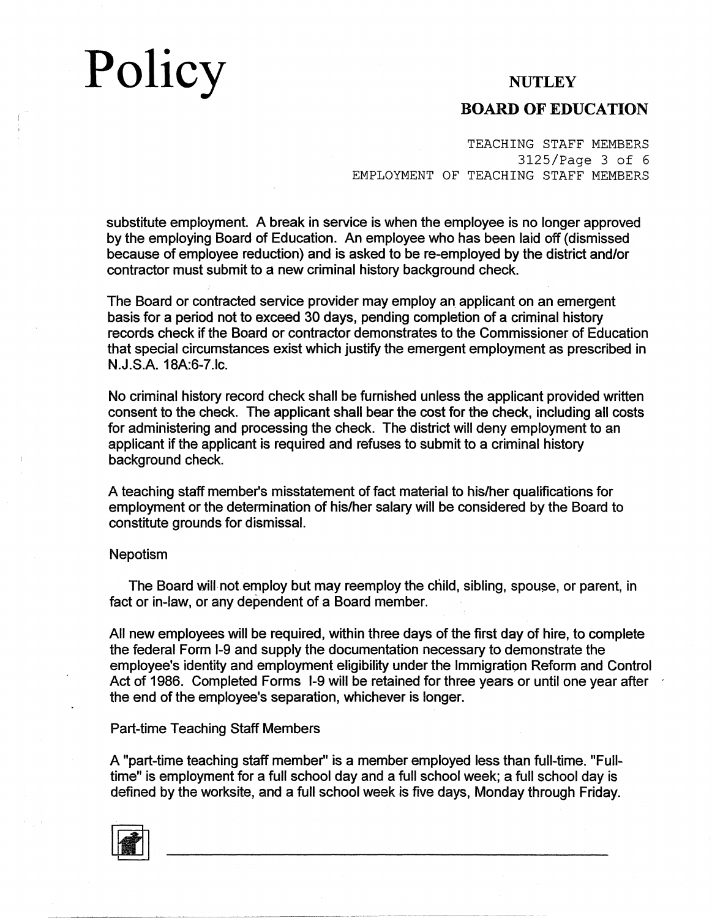substitute employment. A break in service is when the employee is no longer approved by the employing Board of Education. An employee who has been laid off (dismissed because of employee reduction) and is asked to be re-employed by the district and/or contractor must submit to a new criminal history background check.

The Board or contracted service provider may employ an applicant on an emergent basis for a period not to exceed 30 days, pending completion of a criminal history records check if the Board or contractor demonstrates to the Commissioner of Education that special circumstances exist which justify the emergent employment as prescribed in N.J.S.A. 18A:6-7.lc.

No criminal history record check shall be furnished unless the applicant provided written consent to the check. The applicant shall bear the cost for the check, including all costs for administering and processing the check. The district will deny employment to an applicant if the applicant is required and refuses to submit to a criminal history background check.

A teaching staff member's misstatement of fact material to his/her qualifications for employment or the determination of his/her salary will be considered by the Board to constitute grounds for dismissal.

Nepotism

The Board will not employ but may reemploy the child, sibling, spouse, or parent, in fact or in-law, or any dependent of a Board member.

All new employees will be required, within three days of the first day of hire, to complete the federal Form I-9 and supply the documentation necessary to demonstrate the employee's identity and employment eligibility under the Immigration Reform and Control Act of 1986. Completed Forms I-9 will be retained for three years or until one year after the end of the employee's separation, whichever is longer.

Part-time Teaching Staff Members

A "part-time teaching staff member" is a member employed less than full-time. "Full-time" is employment for a full school day and a full school week; a full school day is defined by the worksite, and a full school week is five days, Monday through Friday.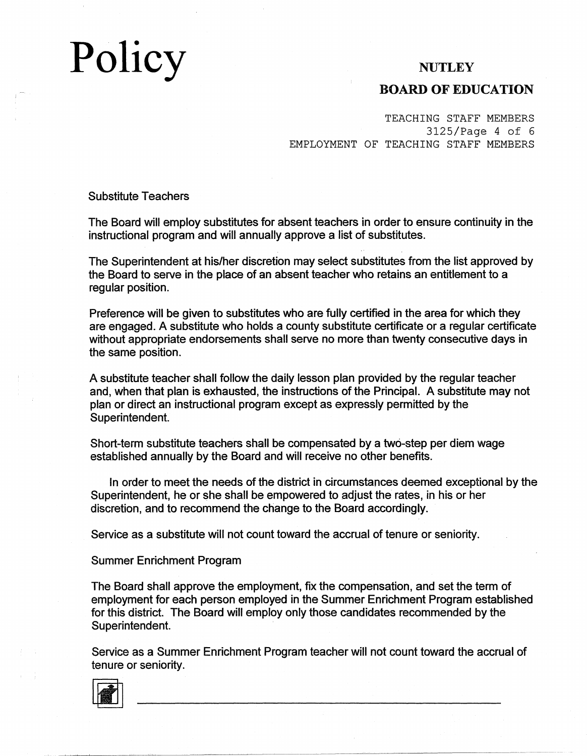Substitute Teachers

The Board will employ substitutes for absent teachers in order to ensure continuity in the instructional program and will annually approve a list of substitutes.

The Superintendent at his/her discretion may select substitutes from the list approved by the Board to serve in the place of an absent teacher who retains an entitlement to a regular position.

Preference will be given to substitutes who are fully certified in the area for which they are engaged. A substitute who holds a county substitute certificate or a regular certificate without appropriate endorsements shall serve no more than twenty consecutive days in the same position.

A substitute teacher shall follow the daily lesson plan provided by the regular teacher and, when that plan is exhausted, the instructions of the Principal. A substitute may not plan or direct an instructional program except as expressly permitted by the Superintendent.

Short-term substitute teachers shall be compensated by a two-step per diem wage established annually by the Board and will receive no other benefits.

In order to meet the needs of the district in circumstances deemed exceptional by the Superintendent, he or she shall be empowered to adjust the rates, in his or her discretion, and to recommend the change to the Board accordingly.

Service as a substitute will not count toward the accrual of tenure or seniority.

Summer Enrichment Program

The Board shall approve the employment, fix the compensation, and set the term of employment for each person employed in the Summer Enrichment Program established for this district. The Board will employ only those candidates recommended by the Superintendent.

Service as a Summer Enrichment Program teacher will not count toward the accrual of tenure or seniority.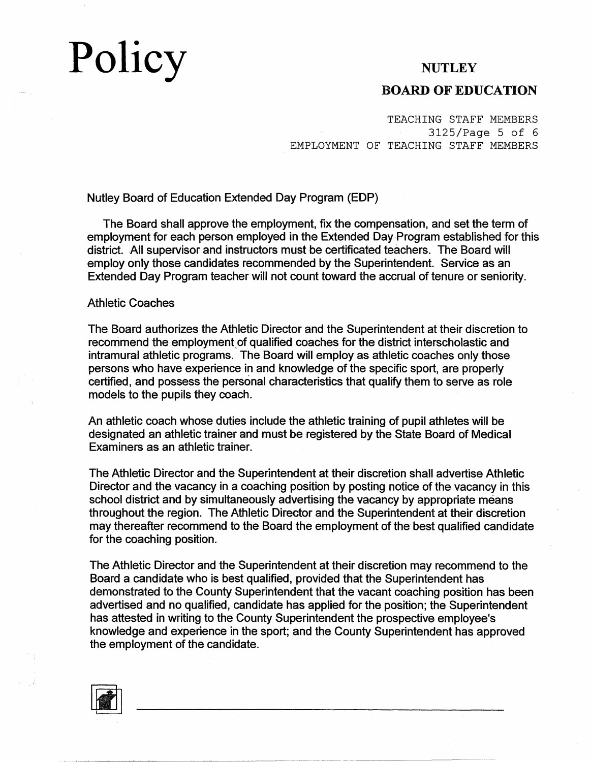Nutley Board of Education Extended Day Program (EDP)

The Board shall approve the employment, fix the compensation, and set the term of employment for each person employed in the Extended Day Program established for this district. All supervisor and instructors must be certificated teachers. The Board will employ only those candidates recommended by the Superintendent. Service as an Extended Day Program teacher will not count toward the accrual of tenure or seniority.

Athletic Coaches

The Board authorizes the Athletic Director and the Superintendent at their discretion to recommend the employment of qualified coaches for the district interscholastic and intramural athletic programs. The Board will employ as athletic coaches only those persons who have experience in and knowledge of the specific sport, are properly certified, and possess the personal characteristics that qualify them to serve as role models to the pupils they coach.

An athletic coach whose duties include the athletic training of pupil athletes will be designated an athletic trainer and must be registered by the State Board of Medical Examiners as an athletic trainer.

The Athletic Director and the Superintendent at their discretion shall advertise Athletic Director and the vacancy in a coaching position by posting notice of the vacancy in this school district and by simultaneously advertising the vacancy by appropriate means throughout the region. The Athletic Director and the Superintendent at their discretion may thereafter recommend to the Board the employment of the best qualified candidate for the coaching position.

The Athletic Director and the Superintendent at their discretion may recommend to the Board a candidate who is best qualified, provided that the Superintendent has demonstrated to the County Superintendent that the vacant coaching position has been advertised and no qualified, candidate has applied for the position; the Superintendent has attested in writing to the County Superintendent the prospective employee's knowledge and experience in the sport; and the County Superintendent has approved the employment of the candidate.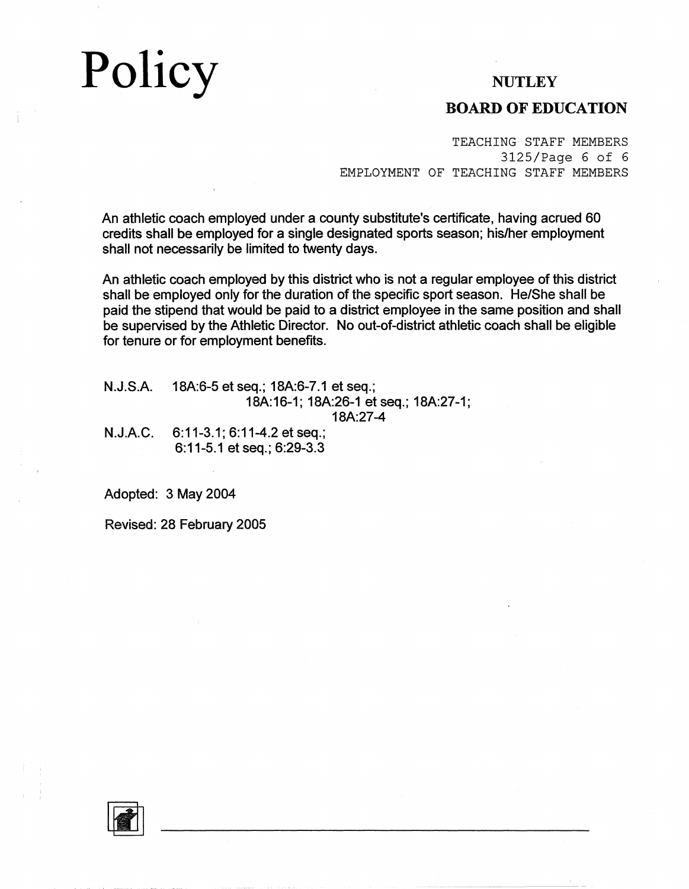An athletic coach employed under a county substitute's certificate, having acrued 60 credits shall be employed for a single designated sports season; his/her employment shall not necessarily be limited to twenty days.

An athletic coach employed by this district who is not a regular employee of this district shall be employed only for the duration of the specific sport season. He/She shall be paid the stipend that would be paid to a district employee in the same position and shall be supervised by the Athletic Director. No out-of-district athletic coach shall be eligible for tenure or for employment benefits.

N.J.S.A. 18A:6-5 et seq.; 18A:6-7.1 et seq.; 18A:16-1; 18A:26-1 et seq.; 18A:27-1; 18A:27-4

N.J.A.C. 6:11-3.1; 6:11-4.2 et seq.; 6:11-5.1 et seq.; 6:29-3.3

Adopted: 3 May 2004

Revised: 28 February 2005